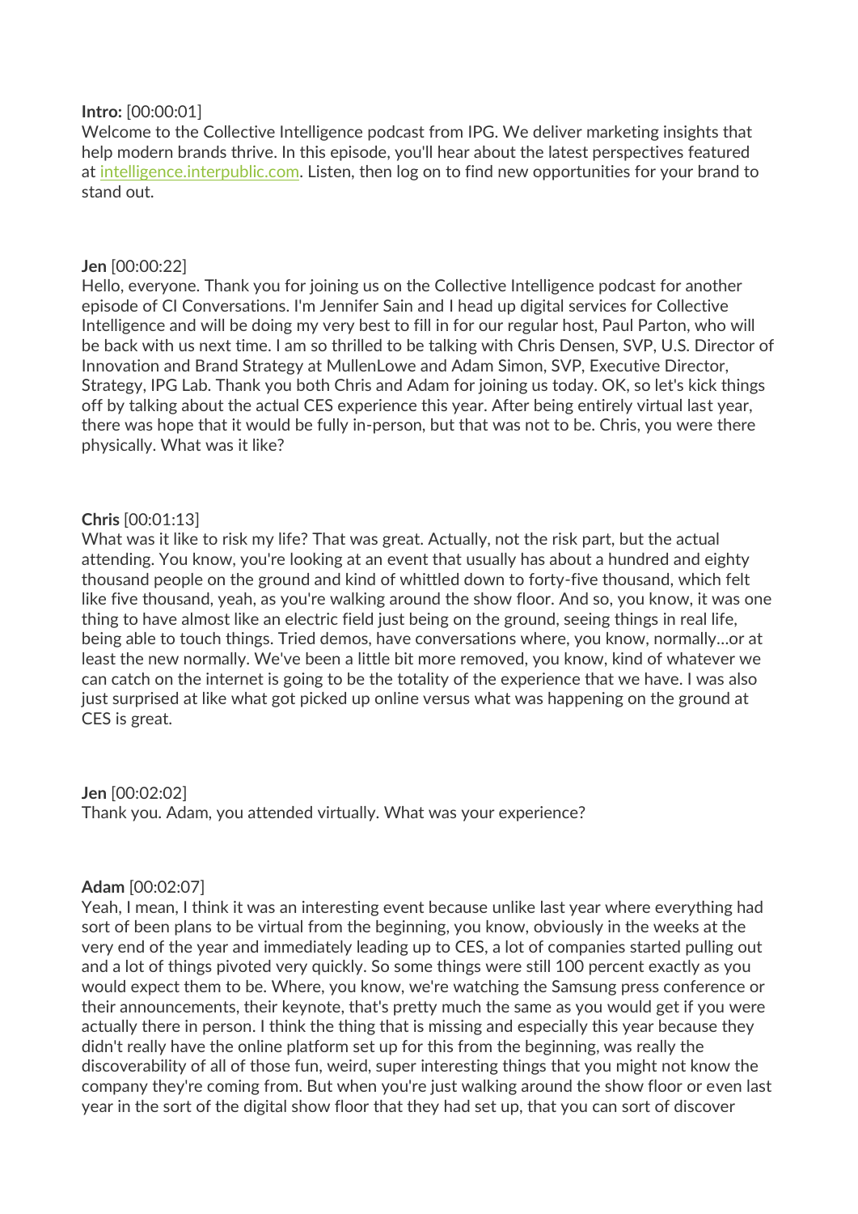**Intro:** [00:00:01]
Welcome to the Collective Intelligence podcast from IPG. We deliver marketing insights that help modern brands thrive. In this episode, you'll hear about the latest perspectives featured at [intelligence.interpublic.com](intelligence.interpublic.com). Listen, then log on to find new opportunities for your brand to stand out.

**Jen** [00:00:22]
Hello, everyone. Thank you for joining us on the Collective Intelligence podcast for another episode of CI Conversations. I'm Jennifer Sain and I head up digital services for Collective Intelligence and will be doing my very best to fill in for our regular host, Paul Parton, who will be back with us next time. I am so thrilled to be talking with Chris Densen, SVP, U.S. Director of Innovation and Brand Strategy at MullenLowe and Adam Simon, SVP, Executive Director, Strategy, IPG Lab. Thank you both Chris and Adam for joining us today. OK, so let's kick things off by talking about the actual CES experience this year. After being entirely virtual last year, there was hope that it would be fully in-person, but that was not to be. Chris, you were there physically. What was it like?

**Chris** [00:01:13]
What was it like to risk my life? That was great. Actually, not the risk part, but the actual attending. You know, you're looking at an event that usually has about a hundred and eighty thousand people on the ground and kind of whittled down to forty-five thousand, which felt like five thousand, yeah, as you're walking around the show floor. And so, you know, it was one thing to have almost like an electric field just being on the ground, seeing things in real life, being able to touch things. Tried demos, have conversations where, you know, normally…or at least the new normally. We've been a little bit more removed, you know, kind of whatever we can catch on the internet is going to be the totality of the experience that we have. I was also just surprised at like what got picked up online versus what was happening on the ground at CES is great.

**Jen** [00:02:02]
Thank you. Adam, you attended virtually. What was your experience?

**Adam** [00:02:07]
Yeah, I mean, I think it was an interesting event because unlike last year where everything had sort of been plans to be virtual from the beginning, you know, obviously in the weeks at the very end of the year and immediately leading up to CES, a lot of companies started pulling out and a lot of things pivoted very quickly. So some things were still 100 percent exactly as you would expect them to be. Where, you know, we're watching the Samsung press conference or their announcements, their keynote, that's pretty much the same as you would get if you were actually there in person. I think the thing that is missing and especially this year because they didn't really have the online platform set up for this from the beginning, was really the discoverability of all of those fun, weird, super interesting things that you might not know the company they're coming from. But when you're just walking around the show floor or even last year in the sort of the digital show floor that they had set up, that you can sort of discover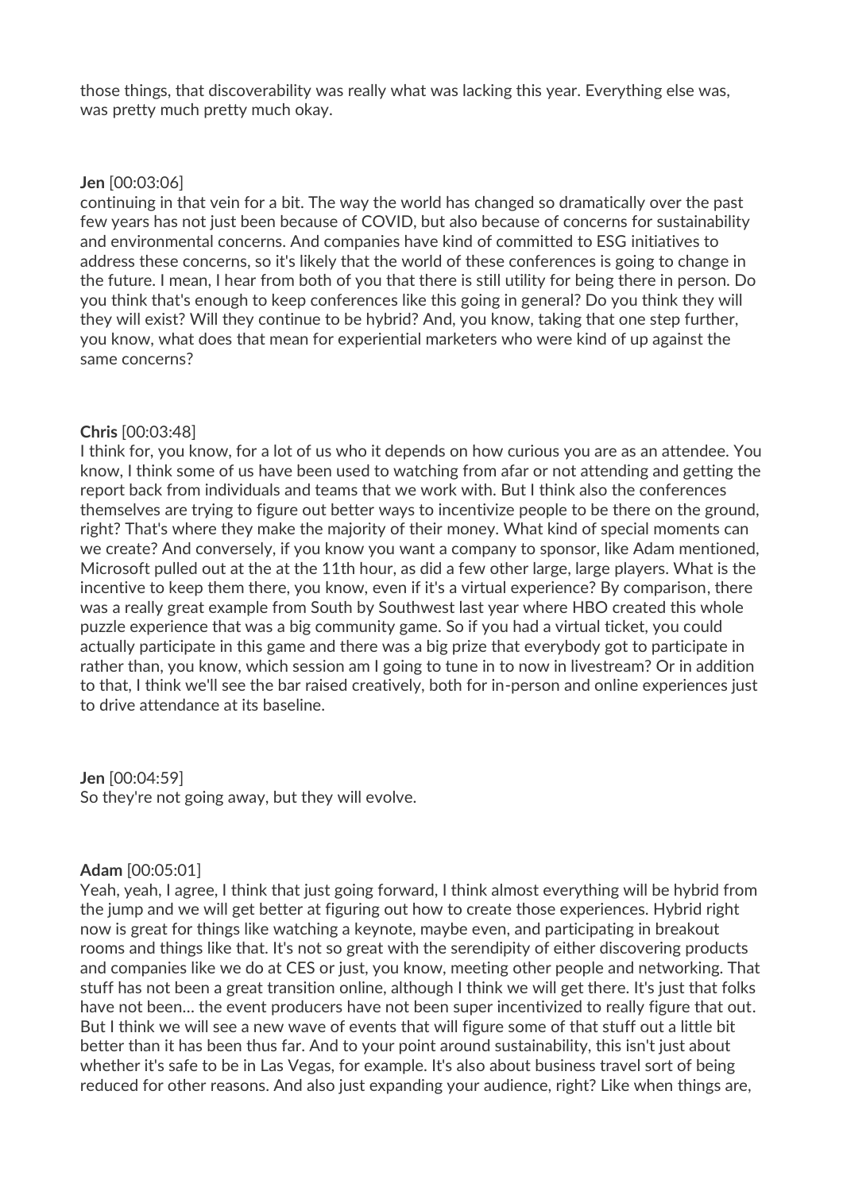those things, that discoverability was really what was lacking this year. Everything else was, was pretty much pretty much okay.

**Jen** [00:03:06]
continuing in that vein for a bit. The way the world has changed so dramatically over the past few years has not just been because of COVID, but also because of concerns for sustainability and environmental concerns. And companies have kind of committed to ESG initiatives to address these concerns, so it's likely that the world of these conferences is going to change in the future. I mean, I hear from both of you that there is still utility for being there in person. Do you think that's enough to keep conferences like this going in general? Do you think they will they will exist? Will they continue to be hybrid? And, you know, taking that one step further, you know, what does that mean for experiential marketers who were kind of up against the same concerns?

**Chris** [00:03:48]
I think for, you know, for a lot of us who it depends on how curious you are as an attendee. You know, I think some of us have been used to watching from afar or not attending and getting the report back from individuals and teams that we work with. But I think also the conferences themselves are trying to figure out better ways to incentivize people to be there on the ground, right? That's where they make the majority of their money. What kind of special moments can we create? And conversely, if you know you want a company to sponsor, like Adam mentioned, Microsoft pulled out at the at the 11th hour, as did a few other large, large players. What is the incentive to keep them there, you know, even if it's a virtual experience? By comparison, there was a really great example from South by Southwest last year where HBO created this whole puzzle experience that was a big community game. So if you had a virtual ticket, you could actually participate in this game and there was a big prize that everybody got to participate in rather than, you know, which session am I going to tune in to now in livestream? Or in addition to that, I think we'll see the bar raised creatively, both for in-person and online experiences just to drive attendance at its baseline.

**Jen** [00:04:59]
So they're not going away, but they will evolve.

**Adam** [00:05:01]
Yeah, yeah, I agree, I think that just going forward, I think almost everything will be hybrid from the jump and we will get better at figuring out how to create those experiences. Hybrid right now is great for things like watching a keynote, maybe even, and participating in breakout rooms and things like that. It's not so great with the serendipity of either discovering products and companies like we do at CES or just, you know, meeting other people and networking. That stuff has not been a great transition online, although I think we will get there. It's just that folks have not been... the event producers have not been super incentivized to really figure that out. But I think we will see a new wave of events that will figure some of that stuff out a little bit better than it has been thus far. And to your point around sustainability, this isn't just about whether it's safe to be in Las Vegas, for example. It's also about business travel sort of being reduced for other reasons. And also just expanding your audience, right? Like when things are,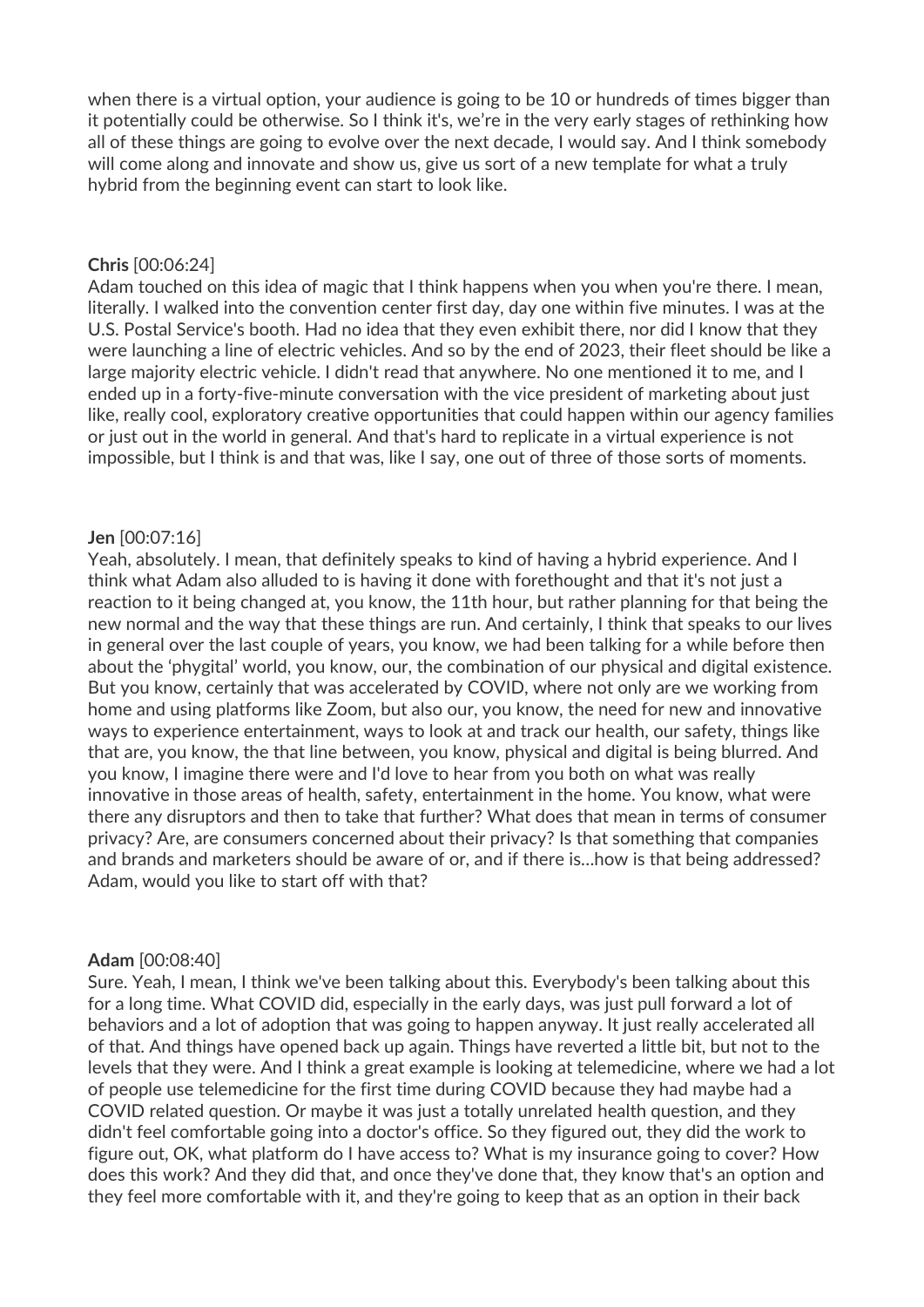when there is a virtual option, your audience is going to be 10 or hundreds of times bigger than it potentially could be otherwise. So I think it's, we're in the very early stages of rethinking how all of these things are going to evolve over the next decade, I would say. And I think somebody will come along and innovate and show us, give us sort of a new template for what a truly hybrid from the beginning event can start to look like.

**Chris** [00:06:24]
Adam touched on this idea of magic that I think happens when you when you're there. I mean, literally. I walked into the convention center first day, day one within five minutes. I was at the U.S. Postal Service's booth. Had no idea that they even exhibit there, nor did I know that they were launching a line of electric vehicles. And so by the end of 2023, their fleet should be like a large majority electric vehicle. I didn't read that anywhere. No one mentioned it to me, and I ended up in a forty-five-minute conversation with the vice president of marketing about just like, really cool, exploratory creative opportunities that could happen within our agency families or just out in the world in general. And that's hard to replicate in a virtual experience is not impossible, but I think is and that was, like I say, one out of three of those sorts of moments.

**Jen** [00:07:16]
Yeah, absolutely. I mean, that definitely speaks to kind of having a hybrid experience. And I think what Adam also alluded to is having it done with forethought and that it's not just a reaction to it being changed at, you know, the 11th hour, but rather planning for that being the new normal and the way that these things are run. And certainly, I think that speaks to our lives in general over the last couple of years, you know, we had been talking for a while before then about the 'phygital' world, you know, our, the combination of our physical and digital existence. But you know, certainly that was accelerated by COVID, where not only are we working from home and using platforms like Zoom, but also our, you know, the need for new and innovative ways to experience entertainment, ways to look at and track our health, our safety, things like that are, you know, the that line between, you know, physical and digital is being blurred. And you know, I imagine there were and I'd love to hear from you both on what was really innovative in those areas of health, safety, entertainment in the home. You know, what were there any disruptors and then to take that further? What does that mean in terms of consumer privacy? Are, are consumers concerned about their privacy? Is that something that companies and brands and marketers should be aware of or, and if there is...how is that being addressed? Adam, would you like to start off with that?

**Adam** [00:08:40]
Sure. Yeah, I mean, I think we've been talking about this. Everybody's been talking about this for a long time. What COVID did, especially in the early days, was just pull forward a lot of behaviors and a lot of adoption that was going to happen anyway. It just really accelerated all of that. And things have opened back up again. Things have reverted a little bit, but not to the levels that they were. And I think a great example is looking at telemedicine, where we had a lot of people use telemedicine for the first time during COVID because they had maybe had a COVID related question. Or maybe it was just a totally unrelated health question, and they didn't feel comfortable going into a doctor's office. So they figured out, they did the work to figure out, OK, what platform do I have access to? What is my insurance going to cover? How does this work? And they did that, and once they've done that, they know that's an option and they feel more comfortable with it, and they're going to keep that as an option in their back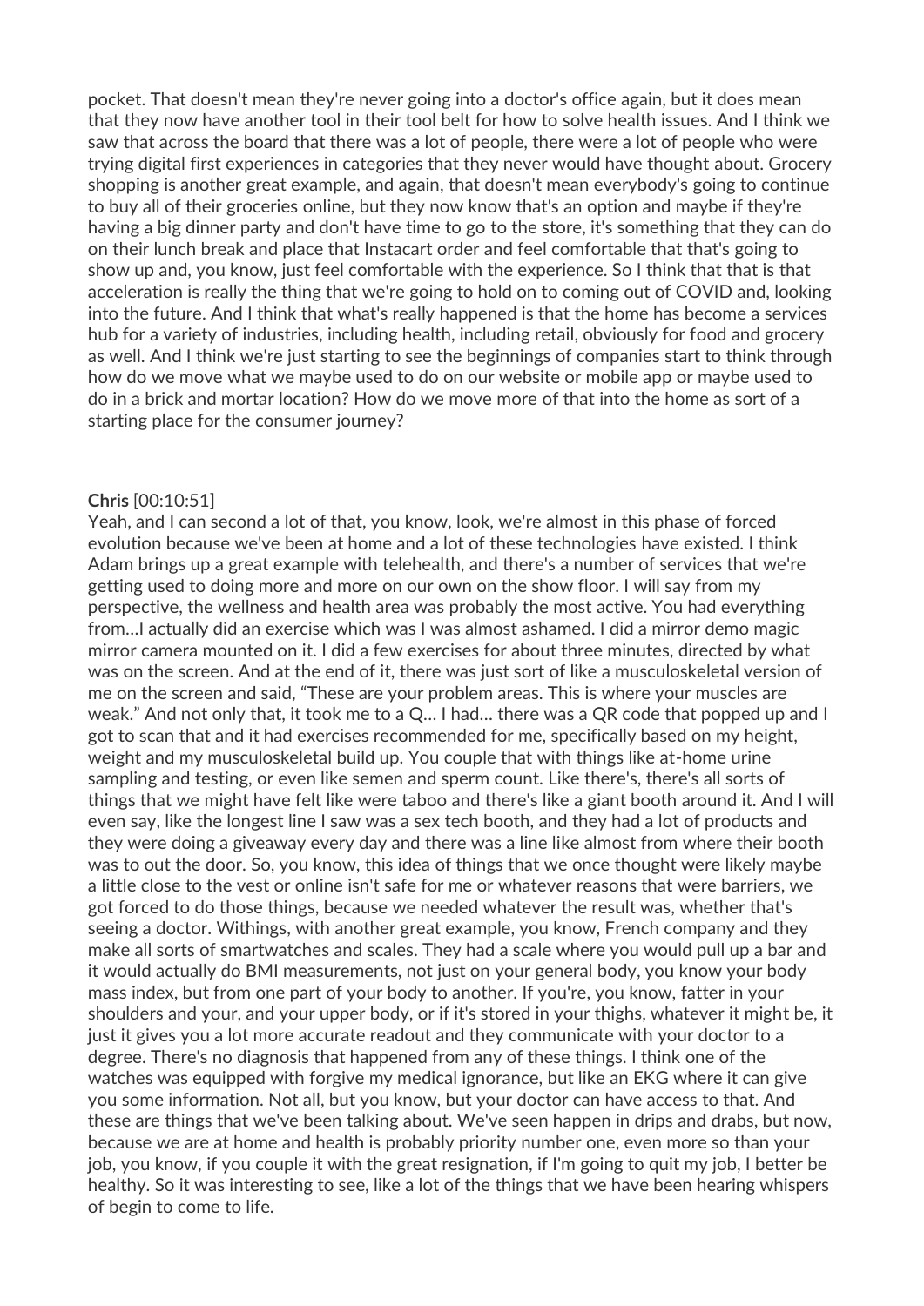pocket. That doesn't mean they're never going into a doctor's office again, but it does mean that they now have another tool in their tool belt for how to solve health issues. And I think we saw that across the board that there was a lot of people, there were a lot of people who were trying digital first experiences in categories that they never would have thought about. Grocery shopping is another great example, and again, that doesn't mean everybody's going to continue to buy all of their groceries online, but they now know that's an option and maybe if they're having a big dinner party and don't have time to go to the store, it's something that they can do on their lunch break and place that Instacart order and feel comfortable that that's going to show up and, you know, just feel comfortable with the experience. So I think that that is that acceleration is really the thing that we're going to hold on to coming out of COVID and, looking into the future. And I think that what's really happened is that the home has become a services hub for a variety of industries, including health, including retail, obviously for food and grocery as well. And I think we're just starting to see the beginnings of companies start to think through how do we move what we maybe used to do on our website or mobile app or maybe used to do in a brick and mortar location? How do we move more of that into the home as sort of a starting place for the consumer journey?

**Chris** [00:10:51]
Yeah, and I can second a lot of that, you know, look, we're almost in this phase of forced evolution because we've been at home and a lot of these technologies have existed. I think Adam brings up a great example with telehealth, and there's a number of services that we're getting used to doing more and more on our own on the show floor. I will say from my perspective, the wellness and health area was probably the most active. You had everything from...I actually did an exercise which was I was almost ashamed. I did a mirror demo magic mirror camera mounted on it. I did a few exercises for about three minutes, directed by what was on the screen. And at the end of it, there was just sort of like a musculoskeletal version of me on the screen and said, "These are your problem areas. This is where your muscles are weak." And not only that, it took me to a Q... I had... there was a QR code that popped up and I got to scan that and it had exercises recommended for me, specifically based on my height, weight and my musculoskeletal build up. You couple that with things like at-home urine sampling and testing, or even like semen and sperm count. Like there's, there's all sorts of things that we might have felt like were taboo and there's like a giant booth around it. And I will even say, like the longest line I saw was a sex tech booth, and they had a lot of products and they were doing a giveaway every day and there was a line like almost from where their booth was to out the door. So, you know, this idea of things that we once thought were likely maybe a little close to the vest or online isn't safe for me or whatever reasons that were barriers, we got forced to do those things, because we needed whatever the result was, whether that's seeing a doctor. Withings, with another great example, you know, French company and they make all sorts of smartwatches and scales. They had a scale where you would pull up a bar and it would actually do BMI measurements, not just on your general body, you know your body mass index, but from one part of your body to another. If you're, you know, fatter in your shoulders and your, and your upper body, or if it's stored in your thighs, whatever it might be, it just it gives you a lot more accurate readout and they communicate with your doctor to a degree. There's no diagnosis that happened from any of these things. I think one of the watches was equipped with forgive my medical ignorance, but like an EKG where it can give you some information. Not all, but you know, but your doctor can have access to that. And these are things that we've been talking about. We've seen happen in drips and drabs, but now, because we are at home and health is probably priority number one, even more so than your job, you know, if you couple it with the great resignation, if I'm going to quit my job, I better be healthy. So it was interesting to see, like a lot of the things that we have been hearing whispers of begin to come to life.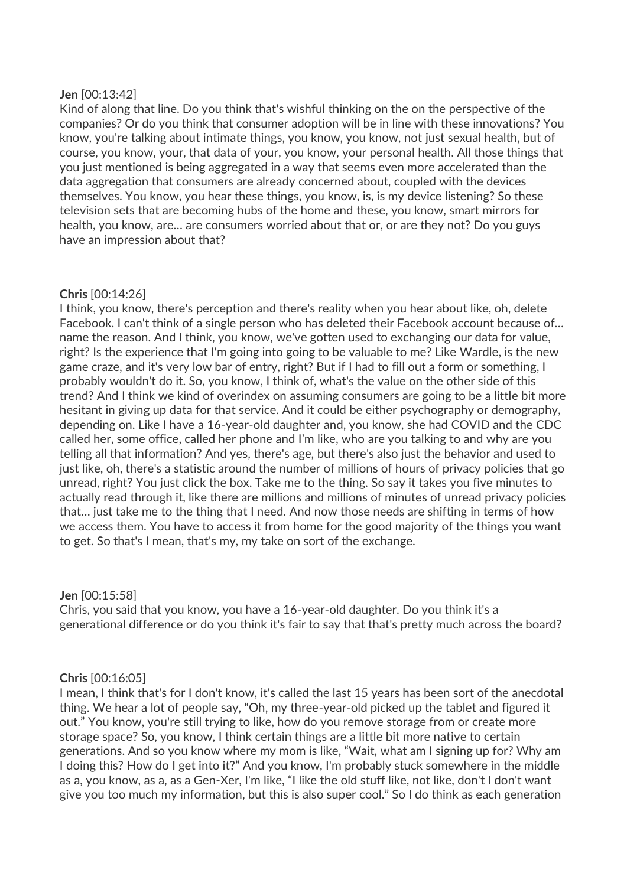**Jen** [00:13:42]
Kind of along that line. Do you think that's wishful thinking on the on the perspective of the companies? Or do you think that consumer adoption will be in line with these innovations? You know, you're talking about intimate things, you know, you know, not just sexual health, but of course, you know, your, that data of your, you know, your personal health. All those things that you just mentioned is being aggregated in a way that seems even more accelerated than the data aggregation that consumers are already concerned about, coupled with the devices themselves. You know, you hear these things, you know, is, is my device listening? So these television sets that are becoming hubs of the home and these, you know, smart mirrors for health, you know, are... are consumers worried about that or, or are they not? Do you guys have an impression about that?

**Chris** [00:14:26]
I think, you know, there's perception and there's reality when you hear about like, oh, delete Facebook. I can't think of a single person who has deleted their Facebook account because of... name the reason. And I think, you know, we've gotten used to exchanging our data for value, right? Is the experience that I'm going into going to be valuable to me? Like Wardle, is the new game craze, and it's very low bar of entry, right? But if I had to fill out a form or something, I probably wouldn't do it. So, you know, I think of, what's the value on the other side of this trend? And I think we kind of overindex on assuming consumers are going to be a little bit more hesitant in giving up data for that service. And it could be either psychography or demography, depending on. Like I have a 16-year-old daughter and, you know, she had COVID and the CDC called her, some office, called her phone and I'm like, who are you talking to and why are you telling all that information? And yes, there's age, but there's also just the behavior and used to just like, oh, there's a statistic around the number of millions of hours of privacy policies that go unread, right? You just click the box. Take me to the thing. So say it takes you five minutes to actually read through it, like there are millions and millions of minutes of unread privacy policies that... just take me to the thing that I need. And now those needs are shifting in terms of how we access them. You have to access it from home for the good majority of the things you want to get. So that's I mean, that's my, my take on sort of the exchange.

**Jen** [00:15:58]
Chris, you said that you know, you have a 16-year-old daughter. Do you think it's a generational difference or do you think it's fair to say that that's pretty much across the board?

**Chris** [00:16:05]
I mean, I think that's for I don't know, it's called the last 15 years has been sort of the anecdotal thing. We hear a lot of people say, "Oh, my three-year-old picked up the tablet and figured it out." You know, you're still trying to like, how do you remove storage from or create more storage space? So, you know, I think certain things are a little bit more native to certain generations. And so you know where my mom is like, "Wait, what am I signing up for? Why am I doing this? How do I get into it?" And you know, I'm probably stuck somewhere in the middle as a, you know, as a, as a Gen-Xer, I'm like, "I like the old stuff like, not like, don't I don't want give you too much my information, but this is also super cool." So I do think as each generation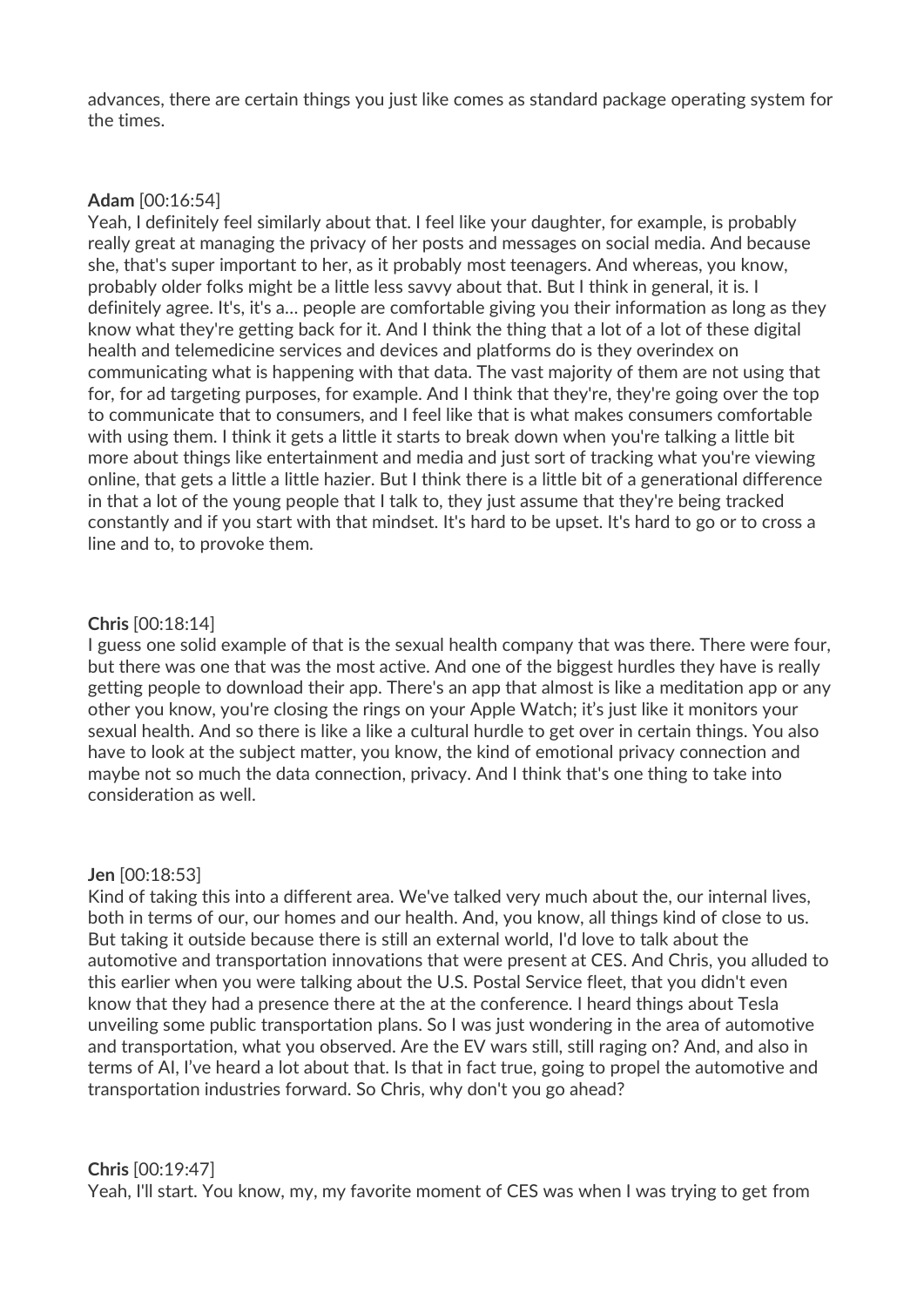advances, there are certain things you just like comes as standard package operating system for the times.

**Adam** [00:16:54]
Yeah, I definitely feel similarly about that. I feel like your daughter, for example, is probably really great at managing the privacy of her posts and messages on social media. And because she, that's super important to her, as it probably most teenagers. And whereas, you know, probably older folks might be a little less savvy about that. But I think in general, it is. I definitely agree. It's, it's a... people are comfortable giving you their information as long as they know what they're getting back for it. And I think the thing that a lot of a lot of these digital health and telemedicine services and devices and platforms do is they overindex on communicating what is happening with that data. The vast majority of them are not using that for, for ad targeting purposes, for example. And I think that they're, they're going over the top to communicate that to consumers, and I feel like that is what makes consumers comfortable with using them. I think it gets a little it starts to break down when you're talking a little bit more about things like entertainment and media and just sort of tracking what you're viewing online, that gets a little a little hazier. But I think there is a little bit of a generational difference in that a lot of the young people that I talk to, they just assume that they're being tracked constantly and if you start with that mindset. It's hard to be upset. It's hard to go or to cross a line and to, to provoke them.

**Chris** [00:18:14]
I guess one solid example of that is the sexual health company that was there. There were four, but there was one that was the most active. And one of the biggest hurdles they have is really getting people to download their app. There's an app that almost is like a meditation app or any other you know, you're closing the rings on your Apple Watch; it's just like it monitors your sexual health. And so there is like a like a cultural hurdle to get over in certain things. You also have to look at the subject matter, you know, the kind of emotional privacy connection and maybe not so much the data connection, privacy. And I think that's one thing to take into consideration as well.

**Jen** [00:18:53]
Kind of taking this into a different area. We've talked very much about the, our internal lives, both in terms of our, our homes and our health. And, you know, all things kind of close to us. But taking it outside because there is still an external world, I'd love to talk about the automotive and transportation innovations that were present at CES. And Chris, you alluded to this earlier when you were talking about the U.S. Postal Service fleet, that you didn't even know that they had a presence there at the at the conference. I heard things about Tesla unveiling some public transportation plans. So I was just wondering in the area of automotive and transportation, what you observed. Are the EV wars still, still raging on? And, and also in terms of AI, I've heard a lot about that. Is that in fact true, going to propel the automotive and transportation industries forward. So Chris, why don't you go ahead?

**Chris** [00:19:47]
Yeah, I'll start. You know, my, my favorite moment of CES was when I was trying to get from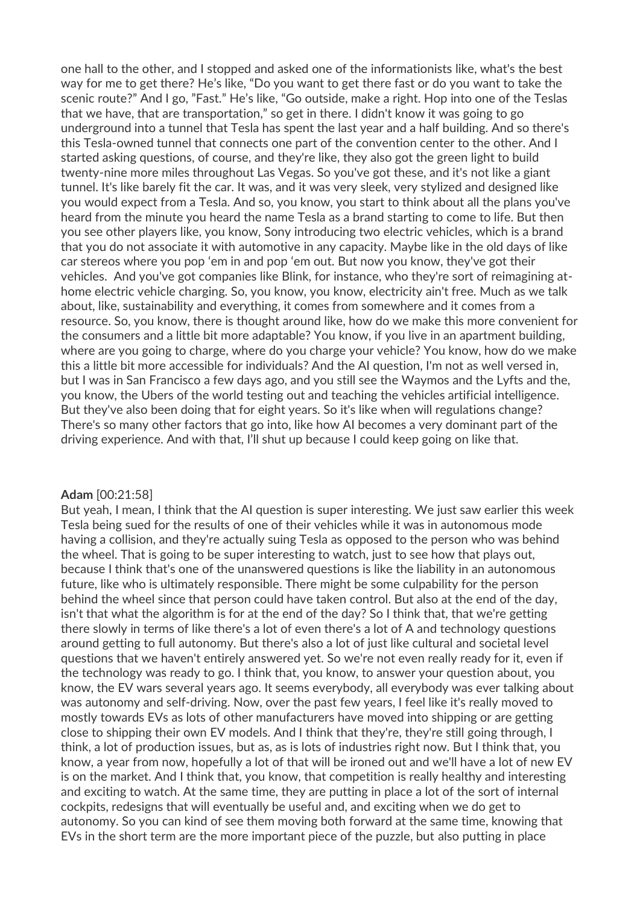one hall to the other, and I stopped and asked one of the informationists like, what's the best way for me to get there? He's like, "Do you want to get there fast or do you want to take the scenic route?" And I go, "Fast." He's like, "Go outside, make a right. Hop into one of the Teslas that we have, that are transportation," so get in there. I didn't know it was going to go underground into a tunnel that Tesla has spent the last year and a half building. And so there's this Tesla-owned tunnel that connects one part of the convention center to the other. And I started asking questions, of course, and they're like, they also got the green light to build twenty-nine more miles throughout Las Vegas. So you've got these, and it's not like a giant tunnel. It's like barely fit the car. It was, and it was very sleek, very stylized and designed like you would expect from a Tesla. And so, you know, you start to think about all the plans you've heard from the minute you heard the name Tesla as a brand starting to come to life. But then you see other players like, you know, Sony introducing two electric vehicles, which is a brand that you do not associate it with automotive in any capacity. Maybe like in the old days of like car stereos where you pop 'em in and pop 'em out. But now you know, they've got their vehicles. And you've got companies like Blink, for instance, who they're sort of reimagining at-home electric vehicle charging. So, you know, you know, electricity ain't free. Much as we talk about, like, sustainability and everything, it comes from somewhere and it comes from a resource. So, you know, there is thought around like, how do we make this more convenient for the consumers and a little bit more adaptable? You know, if you live in an apartment building, where are you going to charge, where do you charge your vehicle? You know, how do we make this a little bit more accessible for individuals? And the AI question, I'm not as well versed in, but I was in San Francisco a few days ago, and you still see the Waymos and the Lyfts and the, you know, the Ubers of the world testing out and teaching the vehicles artificial intelligence. But they've also been doing that for eight years. So it's like when will regulations change? There's so many other factors that go into, like how AI becomes a very dominant part of the driving experience. And with that, I'll shut up because I could keep going on like that.

**Adam** [00:21:58]
But yeah, I mean, I think that the AI question is super interesting. We just saw earlier this week Tesla being sued for the results of one of their vehicles while it was in autonomous mode having a collision, and they're actually suing Tesla as opposed to the person who was behind the wheel. That is going to be super interesting to watch, just to see how that plays out, because I think that's one of the unanswered questions is like the liability in an autonomous future, like who is ultimately responsible. There might be some culpability for the person behind the wheel since that person could have taken control. But also at the end of the day, isn't that what the algorithm is for at the end of the day? So I think that, that we're getting there slowly in terms of like there's a lot of even there's a lot of A and technology questions around getting to full autonomy. But there's also a lot of just like cultural and societal level questions that we haven't entirely answered yet. So we're not even really ready for it, even if the technology was ready to go. I think that, you know, to answer your question about, you know, the EV wars several years ago. It seems everybody, all everybody was ever talking about was autonomy and self-driving. Now, over the past few years, I feel like it's really moved to mostly towards EVs as lots of other manufacturers have moved into shipping or are getting close to shipping their own EV models. And I think that they're, they're still going through, I think, a lot of production issues, but as, as is lots of industries right now. But I think that, you know, a year from now, hopefully a lot of that will be ironed out and we'll have a lot of new EV is on the market. And I think that, you know, that competition is really healthy and interesting and exciting to watch. At the same time, they are putting in place a lot of the sort of internal cockpits, redesigns that will eventually be useful and, and exciting when we do get to autonomy. So you can kind of see them moving both forward at the same time, knowing that EVs in the short term are the more important piece of the puzzle, but also putting in place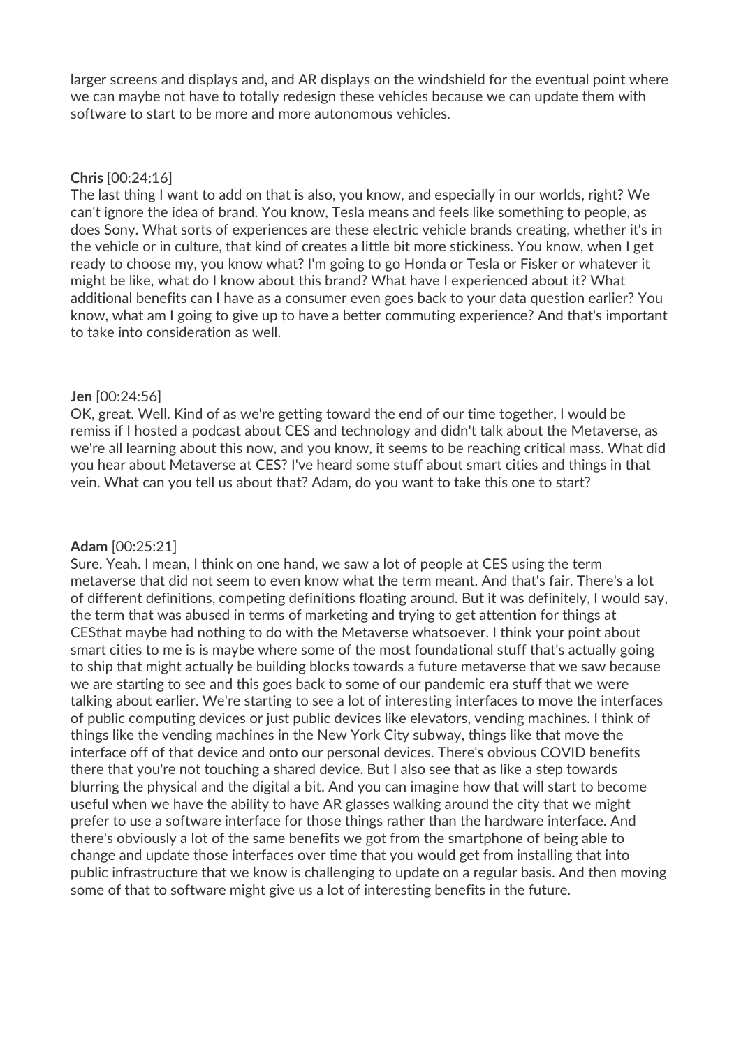larger screens and displays and, and AR displays on the windshield for the eventual point where we can maybe not have to totally redesign these vehicles because we can update them with software to start to be more and more autonomous vehicles.

**Chris** [00:24:16]
The last thing I want to add on that is also, you know, and especially in our worlds, right? We can't ignore the idea of brand. You know, Tesla means and feels like something to people, as does Sony. What sorts of experiences are these electric vehicle brands creating, whether it's in the vehicle or in culture, that kind of creates a little bit more stickiness. You know, when I get ready to choose my, you know what? I'm going to go Honda or Tesla or Fisker or whatever it might be like, what do I know about this brand? What have I experienced about it? What additional benefits can I have as a consumer even goes back to your data question earlier? You know, what am I going to give up to have a better commuting experience? And that's important to take into consideration as well.

**Jen** [00:24:56]
OK, great. Well. Kind of as we're getting toward the end of our time together, I would be remiss if I hosted a podcast about CES and technology and didn't talk about the Metaverse, as we're all learning about this now, and you know, it seems to be reaching critical mass. What did you hear about Metaverse at CES? I've heard some stuff about smart cities and things in that vein. What can you tell us about that? Adam, do you want to take this one to start?

**Adam** [00:25:21]
Sure. Yeah. I mean, I think on one hand, we saw a lot of people at CES using the term metaverse that did not seem to even know what the term meant. And that's fair. There's a lot of different definitions, competing definitions floating around. But it was definitely, I would say, the term that was abused in terms of marketing and trying to get attention for things at CESthat maybe had nothing to do with the Metaverse whatsoever. I think your point about smart cities to me is is maybe where some of the most foundational stuff that's actually going to ship that might actually be building blocks towards a future metaverse that we saw because we are starting to see and this goes back to some of our pandemic era stuff that we were talking about earlier. We're starting to see a lot of interesting interfaces to move the interfaces of public computing devices or just public devices like elevators, vending machines. I think of things like the vending machines in the New York City subway, things like that move the interface off of that device and onto our personal devices. There's obvious COVID benefits there that you're not touching a shared device. But I also see that as like a step towards blurring the physical and the digital a bit. And you can imagine how that will start to become useful when we have the ability to have AR glasses walking around the city that we might prefer to use a software interface for those things rather than the hardware interface. And there's obviously a lot of the same benefits we got from the smartphone of being able to change and update those interfaces over time that you would get from installing that into public infrastructure that we know is challenging to update on a regular basis. And then moving some of that to software might give us a lot of interesting benefits in the future.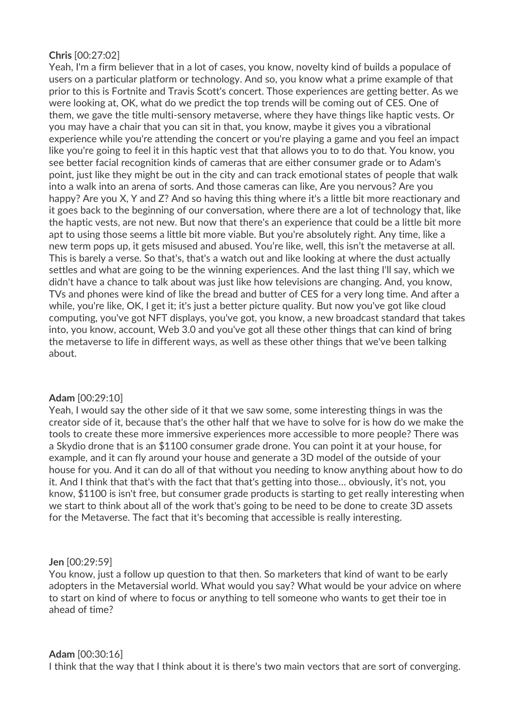**Chris** [00:27:02]
Yeah, I'm a firm believer that in a lot of cases, you know, novelty kind of builds a populace of users on a particular platform or technology. And so, you know what a prime example of that prior to this is Fortnite and Travis Scott's concert. Those experiences are getting better. As we were looking at, OK, what do we predict the top trends will be coming out of CES. One of them, we gave the title multi-sensory metaverse, where they have things like haptic vests. Or you may have a chair that you can sit in that, you know, maybe it gives you a vibrational experience while you're attending the concert or you're playing a game and you feel an impact like you're going to feel it in this haptic vest that that allows you to to do that. You know, you see better facial recognition kinds of cameras that are either consumer grade or to Adam's point, just like they might be out in the city and can track emotional states of people that walk into a walk into an arena of sorts. And those cameras can like, Are you nervous? Are you happy? Are you X, Y and Z? And so having this thing where it's a little bit more reactionary and it goes back to the beginning of our conversation, where there are a lot of technology that, like the haptic vests, are not new. But now that there's an experience that could be a little bit more apt to using those seems a little bit more viable. But you're absolutely right. Any time, like a new term pops up, it gets misused and abused. You're like, well, this isn't the metaverse at all. This is barely a verse. So that's, that's a watch out and like looking at where the dust actually settles and what are going to be the winning experiences. And the last thing I'll say, which we didn't have a chance to talk about was just like how televisions are changing. And, you know, TVs and phones were kind of like the bread and butter of CES for a very long time. And after a while, you're like, OK, I get it; it's just a better picture quality. But now you've got like cloud computing, you've got NFT displays, you've got, you know, a new broadcast standard that takes into, you know, account, Web 3.0 and you've got all these other things that can kind of bring the metaverse to life in different ways, as well as these other things that we've been talking about.

**Adam** [00:29:10]
Yeah, I would say the other side of it that we saw some, some interesting things in was the creator side of it, because that's the other half that we have to solve for is how do we make the tools to create these more immersive experiences more accessible to more people? There was a Skydio drone that is an $1100 consumer grade drone. You can point it at your house, for example, and it can fly around your house and generate a 3D model of the outside of your house for you. And it can do all of that without you needing to know anything about how to do it. And I think that that's with the fact that that's getting into those... obviously, it's not, you know, $1100 is isn't free, but consumer grade products is starting to get really interesting when we start to think about all of the work that's going to be need to be done to create 3D assets for the Metaverse. The fact that it's becoming that accessible is really interesting.

**Jen** [00:29:59]
You know, just a follow up question to that then. So marketers that kind of want to be early adopters in the Metaversial world. What would you say? What would be your advice on where to start on kind of where to focus or anything to tell someone who wants to get their toe in ahead of time?

**Adam** [00:30:16]
I think that the way that I think about it is there's two main vectors that are sort of converging.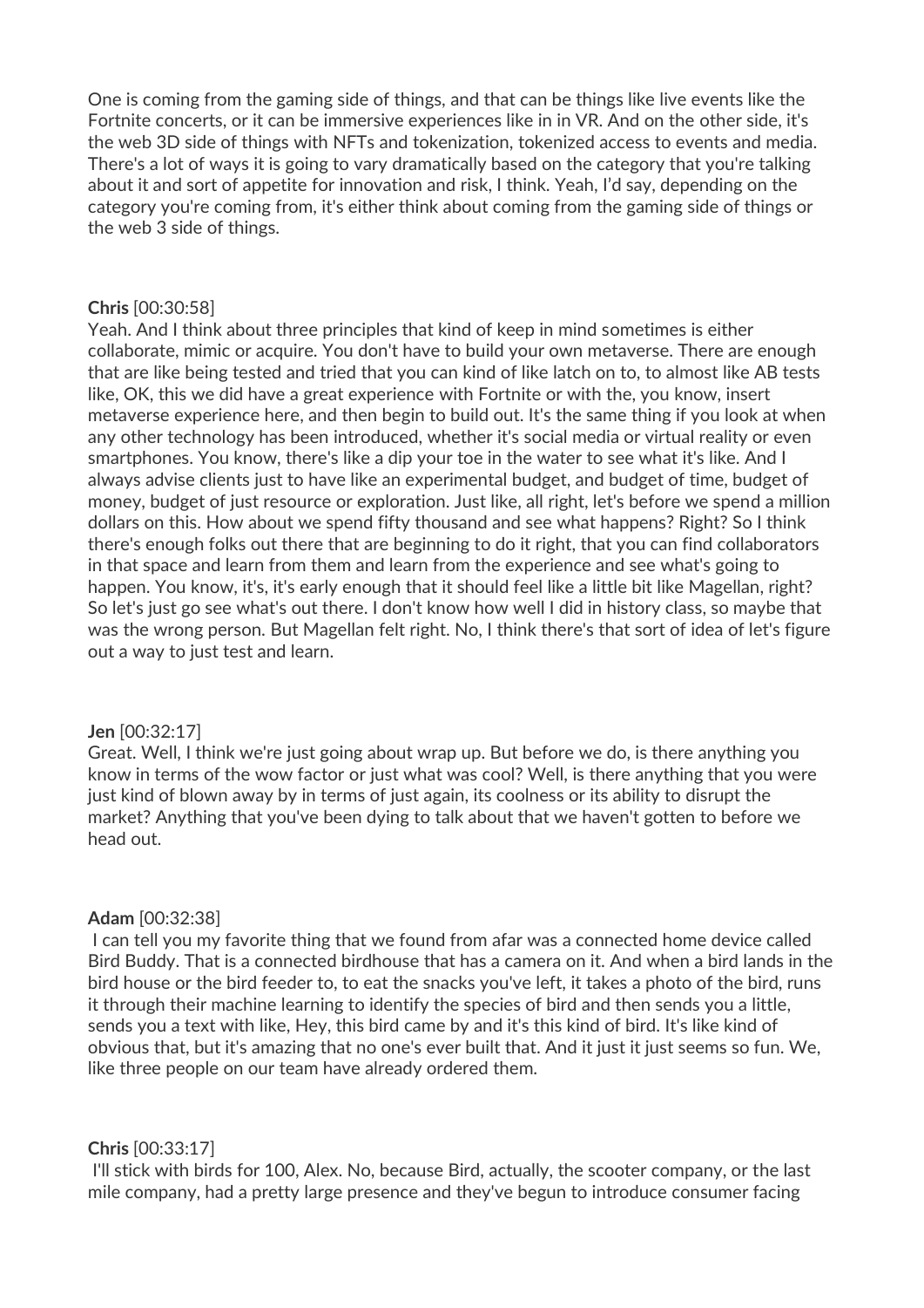One is coming from the gaming side of things, and that can be things like live events like the Fortnite concerts, or it can be immersive experiences like in in VR. And on the other side, it's the web 3D side of things with NFTs and tokenization, tokenized access to events and media. There's a lot of ways it is going to vary dramatically based on the category that you're talking about it and sort of appetite for innovation and risk, I think. Yeah, I'd say, depending on the category you're coming from, it's either think about coming from the gaming side of things or the web 3 side of things.

**Chris** [00:30:58]
Yeah. And I think about three principles that kind of keep in mind sometimes is either collaborate, mimic or acquire. You don't have to build your own metaverse. There are enough that are like being tested and tried that you can kind of like latch on to, to almost like AB tests like, OK, this we did have a great experience with Fortnite or with the, you know, insert metaverse experience here, and then begin to build out. It's the same thing if you look at when any other technology has been introduced, whether it's social media or virtual reality or even smartphones. You know, there's like a dip your toe in the water to see what it's like. And I always advise clients just to have like an experimental budget, and budget of time, budget of money, budget of just resource or exploration. Just like, all right, let's before we spend a million dollars on this. How about we spend fifty thousand and see what happens? Right? So I think there's enough folks out there that are beginning to do it right, that you can find collaborators in that space and learn from them and learn from the experience and see what's going to happen. You know, it's, it's early enough that it should feel like a little bit like Magellan, right? So let's just go see what's out there. I don't know how well I did in history class, so maybe that was the wrong person. But Magellan felt right. No, I think there's that sort of idea of let's figure out a way to just test and learn.

**Jen** [00:32:17]
Great. Well, I think we're just going about wrap up. But before we do, is there anything you know in terms of the wow factor or just what was cool? Well, is there anything that you were just kind of blown away by in terms of just again, its coolness or its ability to disrupt the market? Anything that you've been dying to talk about that we haven't gotten to before we head out.

**Adam** [00:32:38]
I can tell you my favorite thing that we found from afar was a connected home device called Bird Buddy. That is a connected birdhouse that has a camera on it. And when a bird lands in the bird house or the bird feeder to, to eat the snacks you've left, it takes a photo of the bird, runs it through their machine learning to identify the species of bird and then sends you a little, sends you a text with like, Hey, this bird came by and it's this kind of bird. It's like kind of obvious that, but it's amazing that no one's ever built that. And it just it just seems so fun. We, like three people on our team have already ordered them.

**Chris** [00:33:17]
I'll stick with birds for 100, Alex. No, because Bird, actually, the scooter company, or the last mile company, had a pretty large presence and they've begun to introduce consumer facing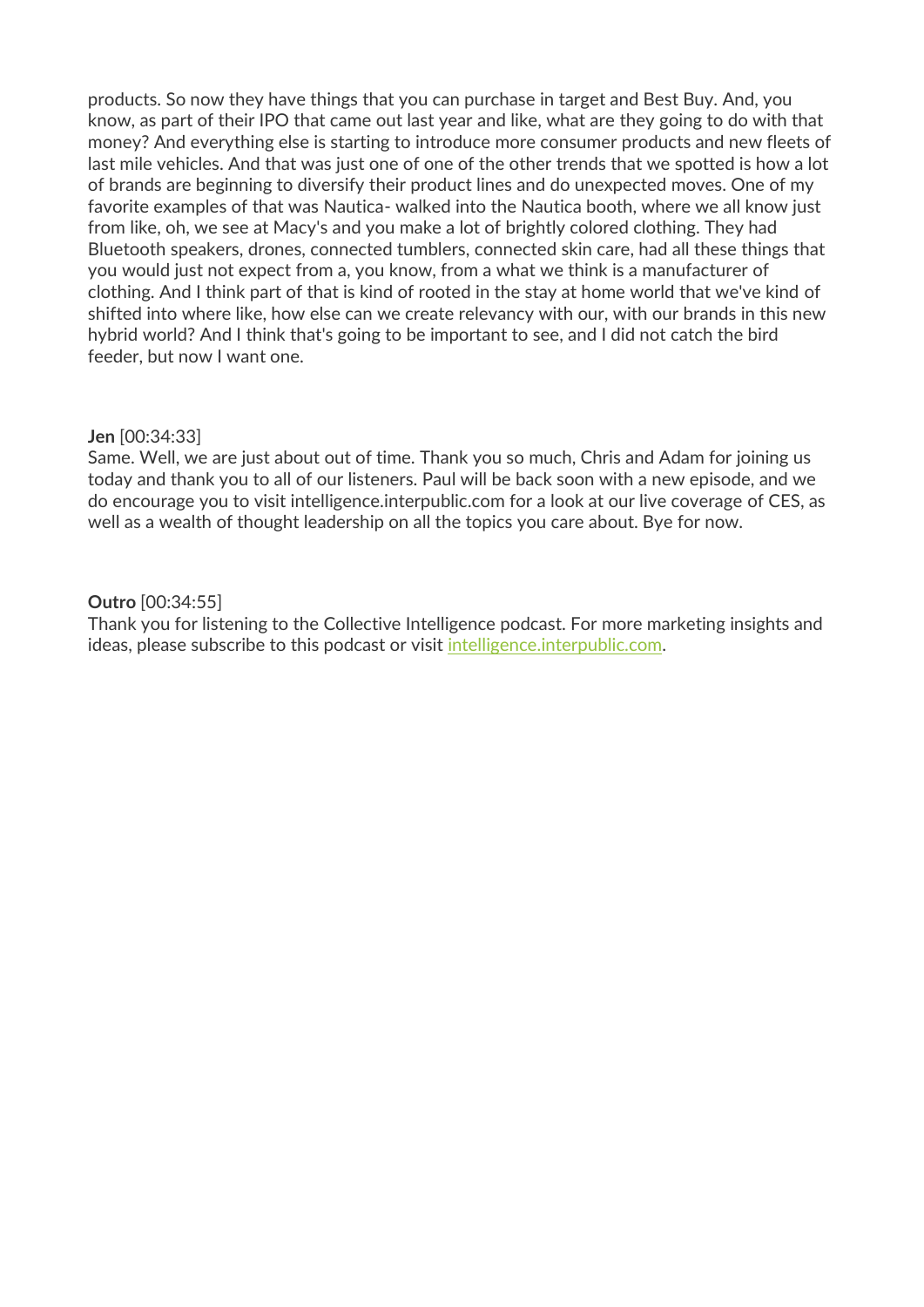products. So now they have things that you can purchase in target and Best Buy. And, you know, as part of their IPO that came out last year and like, what are they going to do with that money? And everything else is starting to introduce more consumer products and new fleets of last mile vehicles. And that was just one of one of the other trends that we spotted is how a lot of brands are beginning to diversify their product lines and do unexpected moves. One of my favorite examples of that was Nautica- walked into the Nautica booth, where we all know just from like, oh, we see at Macy's and you make a lot of brightly colored clothing. They had Bluetooth speakers, drones, connected tumblers, connected skin care, had all these things that you would just not expect from a, you know, from a what we think is a manufacturer of clothing. And I think part of that is kind of rooted in the stay at home world that we've kind of shifted into where like, how else can we create relevancy with our, with our brands in this new hybrid world? And I think that's going to be important to see, and I did not catch the bird feeder, but now I want one.

**Jen** [00:34:33]
Same. Well, we are just about out of time. Thank you so much, Chris and Adam for joining us today and thank you to all of our listeners. Paul will be back soon with a new episode, and we do encourage you to visit intelligence.interpublic.com for a look at our live coverage of CES, as well as a wealth of thought leadership on all the topics you care about. Bye for now.

**Outro** [00:34:55]
Thank you for listening to the Collective Intelligence podcast. For more marketing insights and ideas, please subscribe to this podcast or visit intelligence.interpublic.com.